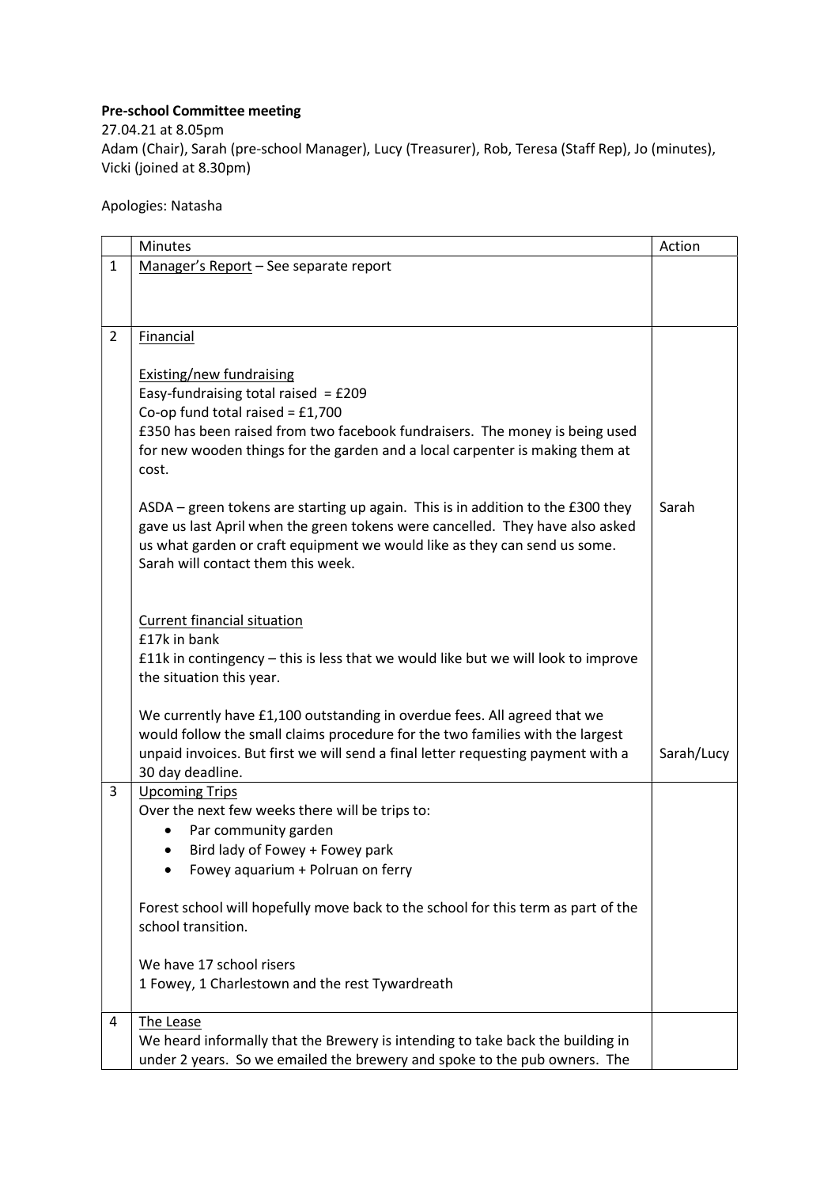**Pre-school Committee meeting**

27.04.21 at 8.05pm

Adam (Chair), Sarah (pre-school Manager), Lucy (Treasurer), Rob, Teresa (Staff Rep), Jo (minutes), Vicki (joined at 8.30pm)

Apologies: Natasha

| | Minutes | Action |
|---|---|---|
| 1 | <u>Manager's Report</u> – See separate report | |
| 2 | <u>Financial</u><br><br><u>Existing/new fundraising</u><br>Easy-fundraising total raised = £209<br>Co-op fund total raised = £1,700<br>£350 has been raised from two facebook fundraisers. The money is being used for new wooden things for the garden and a local carpenter is making them at cost.<br><br>ASDA – green tokens are starting up again. This is in addition to the £300 they gave us last April when the green tokens were cancelled. They have also asked us what garden or craft equipment we would like as they can send us some. Sarah will contact them this week.<br><br><u>Current financial situation</u><br>£17k in bank<br>£11k in contingency – this is less that we would like but we will look to improve the situation this year.<br><br>We currently have £1,100 outstanding in overdue fees. All agreed that we would follow the small claims procedure for the two families with the largest unpaid invoices. But first we will send a final letter requesting payment with a 30 day deadline. | Sarah<br><br><br><br><br><br><br>Sarah/Lucy |
| 3 | <u>Upcoming Trips</u><br>Over the next few weeks there will be trips to:<br>• Par community garden<br>• Bird lady of Fowey + Fowey park<br>• Fowey aquarium + Polruan on ferry<br><br>Forest school will hopefully move back to the school for this term as part of the school transition.<br><br>We have 17 school risers<br>1 Fowey, 1 Charlestown and the rest Tywardreath | |
| 4 | <u>The Lease</u><br>We heard informally that the Brewery is intending to take back the building in under 2 years. So we emailed the brewery and spoke to the pub owners. The | |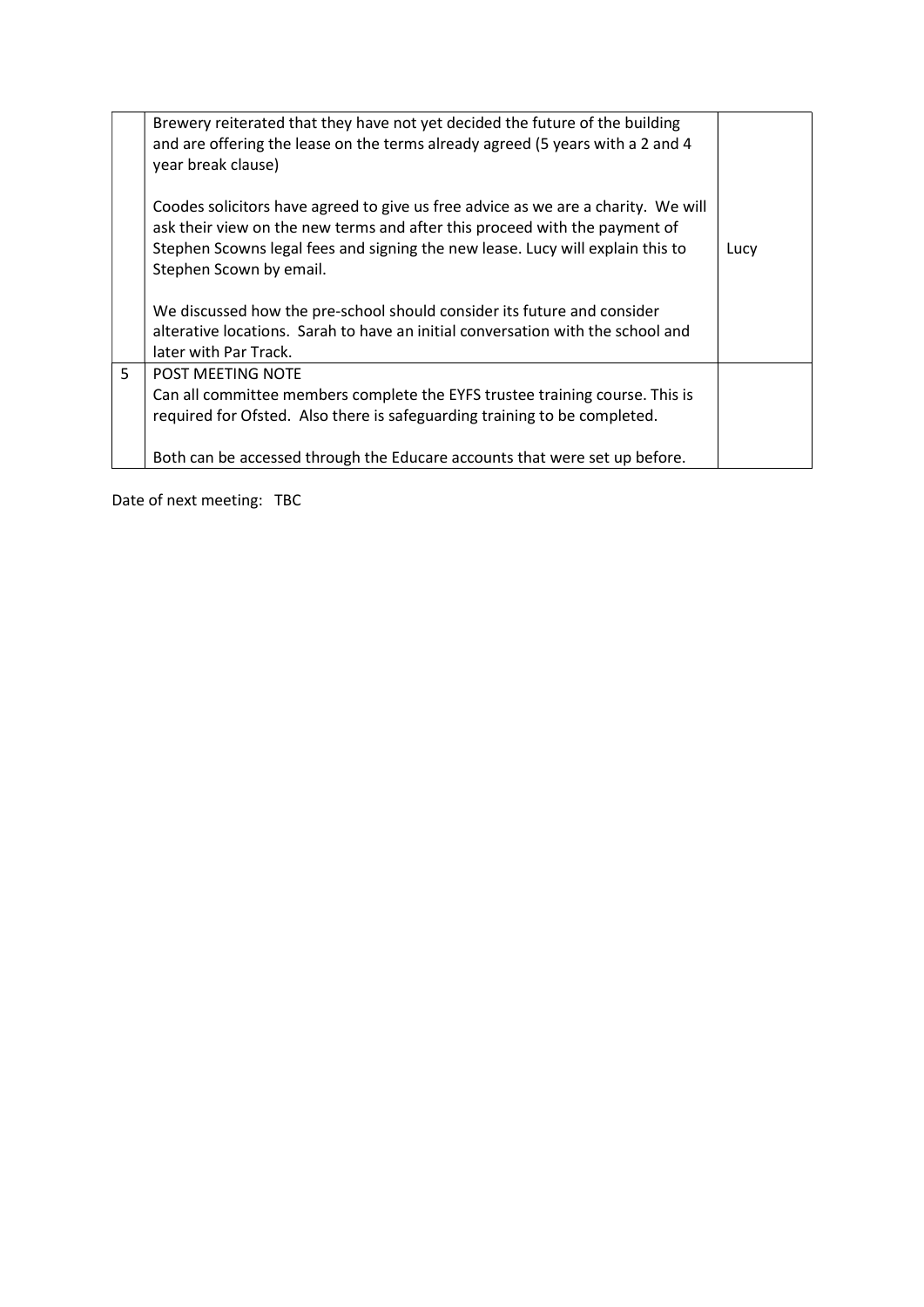| | | |
|---|---|---|
| | Brewery reiterated that they have not yet decided the future of the building and are offering the lease on the terms already agreed (5 years with a 2 and 4 year break clause)<br><br>Coodes solicitors have agreed to give us free advice as we are a charity. We will ask their view on the new terms and after this proceed with the payment of Stephen Scowns legal fees and signing the new lease. Lucy will explain this to Stephen Scown by email.<br><br>We discussed how the pre-school should consider its future and consider alterative locations. Sarah to have an initial conversation with the school and later with Par Track. | Lucy |
| 5 | POST MEETING NOTE<br>Can all committee members complete the EYFS trustee training course. This is required for Ofsted. Also there is safeguarding training to be completed.<br><br>Both can be accessed through the Educare accounts that were set up before. | |

Date of next meeting: TBC